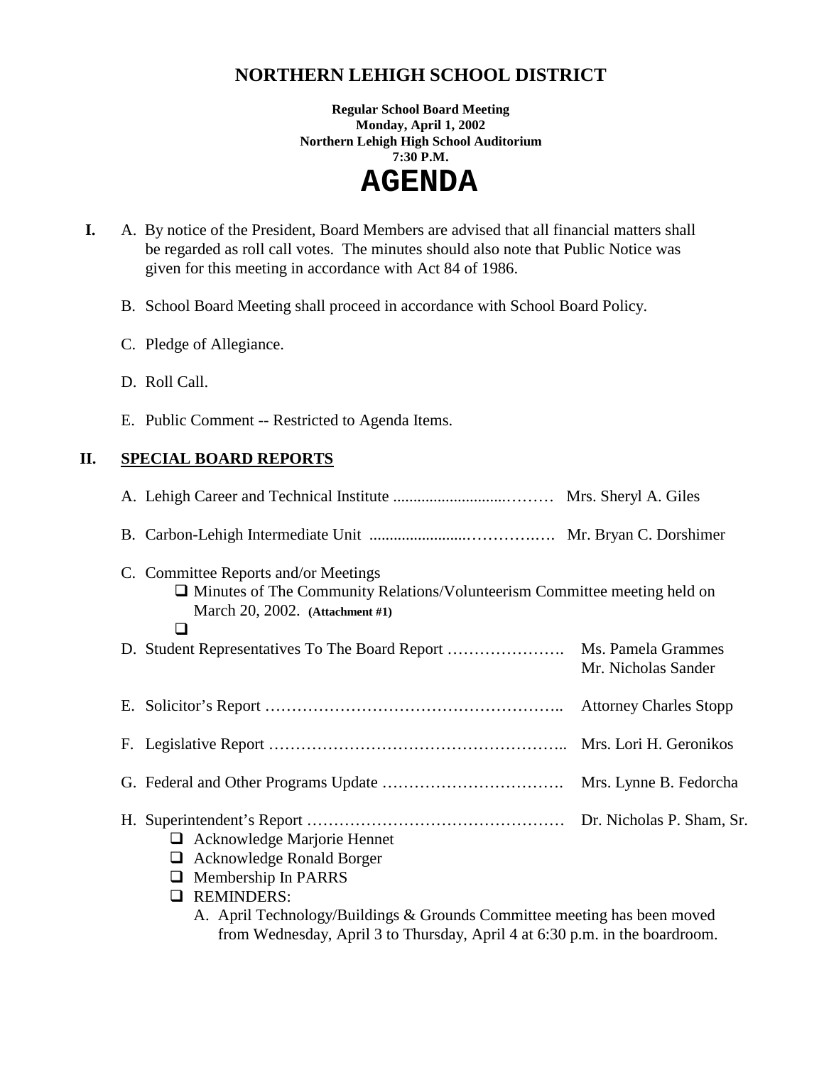# NORTHERN LEHIGH SCHOOL DISTRICT

**Regular School Board Meeting**
**Monday, April 1, 2002**
**Northern Lehigh High School Auditorium**
**7:30 P.M.**

# AGENDA

**I.** A. By notice of the President, Board Members are advised that all financial matters shall be regarded as roll call votes. The minutes should also note that Public Notice was given for this meeting in accordance with Act 84 of 1986.

B. School Board Meeting shall proceed in accordance with School Board Policy.

C. Pledge of Allegiance.

D. Roll Call.

E. Public Comment -- Restricted to Agenda Items.

## II. SPECIAL BOARD REPORTS

A. Lehigh Career and Technical Institute ............................……… Mrs. Sheryl A. Giles

B. Carbon-Lehigh Intermediate Unit ........................……….…. Mr. Bryan C. Dorshimer

C. Committee Reports and/or Meetings

- ❑ Minutes of The Community Relations/Volunteerism Committee meeting held on March 20, 2002. **(Attachment #1)**
- ❑

D. Student Representatives To The Board Report …………………. Ms. Pamela Grammes
Mr. Nicholas Sander

E. Solicitor's Report ……………………………………………….. Attorney Charles Stopp

F. Legislative Report ……………………………………………... Mrs. Lori H. Geronikos

G. Federal and Other Programs Update ……………………………. Mrs. Lynne B. Fedorcha

H. Superintendent's Report ………………………………………… Dr. Nicholas P. Sham, Sr.

- ❑ Acknowledge Marjorie Hennet
- ❑ Acknowledge Ronald Borger
- ❑ Membership In PARRS
- ❑ REMINDERS:
  A. April Technology/Buildings & Grounds Committee meeting has been moved from Wednesday, April 3 to Thursday, April 4 at 6:30 p.m. in the boardroom.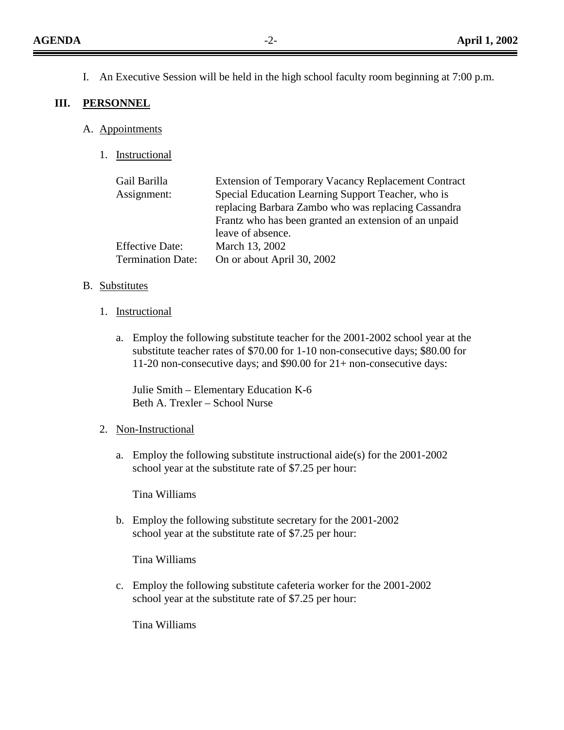I. An Executive Session will be held in the high school faculty room beginning at 7:00 p.m.

## III. PERSONNEL

A. Appointments

1. Instructional

| | |
|---|---|
| Gail Barilla | Extension of Temporary Vacancy Replacement Contract |
| Assignment: | Special Education Learning Support Teacher, who is replacing Barbara Zambo who was replacing Cassandra Frantz who has been granted an extension of an unpaid leave of absence. |
| Effective Date: | March 13, 2002 |
| Termination Date: | On or about April 30, 2002 |

B. Substitutes

1. Instructional

a. Employ the following substitute teacher for the 2001-2002 school year at the substitute teacher rates of $70.00 for 1-10 non-consecutive days; $80.00 for 11-20 non-consecutive days; and $90.00 for 21+ non-consecutive days:

Julie Smith – Elementary Education K-6
Beth A. Trexler – School Nurse

2. Non-Instructional

a. Employ the following substitute instructional aide(s) for the 2001-2002 school year at the substitute rate of $7.25 per hour:

Tina Williams

b. Employ the following substitute secretary for the 2001-2002 school year at the substitute rate of $7.25 per hour:

Tina Williams

c. Employ the following substitute cafeteria worker for the 2001-2002 school year at the substitute rate of $7.25 per hour:

Tina Williams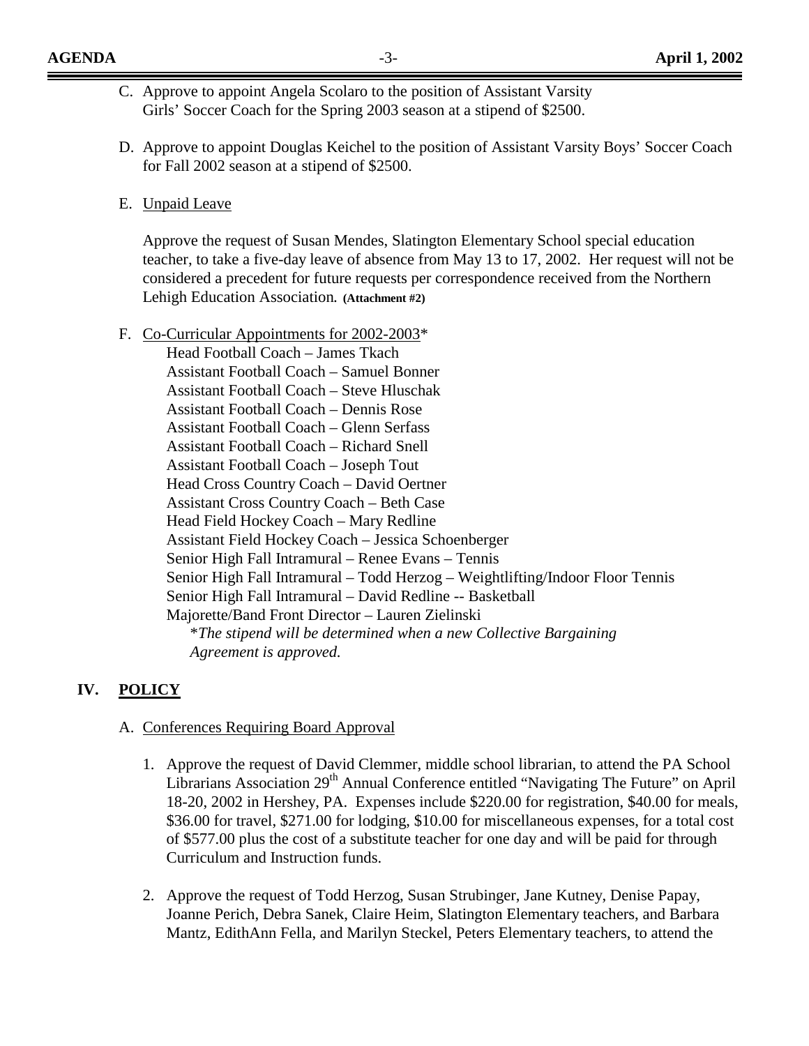C. Approve to appoint Angela Scolaro to the position of Assistant Varsity Girls' Soccer Coach for the Spring 2003 season at a stipend of $2500.

D. Approve to appoint Douglas Keichel to the position of Assistant Varsity Boys' Soccer Coach for Fall 2002 season at a stipend of $2500.

E. Unpaid Leave

   Approve the request of Susan Mendes, Slatington Elementary School special education teacher, to take a five-day leave of absence from May 13 to 17, 2002. Her request will not be considered a precedent for future requests per correspondence received from the Northern Lehigh Education Association. **(Attachment #2)**

F. Co-Curricular Appointments for 2002-2003*

   Head Football Coach – James Tkach
   Assistant Football Coach – Samuel Bonner
   Assistant Football Coach – Steve Hluschak
   Assistant Football Coach – Dennis Rose
   Assistant Football Coach – Glenn Serfass
   Assistant Football Coach – Richard Snell
   Assistant Football Coach – Joseph Tout
   Head Cross Country Coach – David Oertner
   Assistant Cross Country Coach – Beth Case
   Head Field Hockey Coach – Mary Redline
   Assistant Field Hockey Coach – Jessica Schoenberger
   Senior High Fall Intramural – Renee Evans – Tennis
   Senior High Fall Intramural – Todd Herzog – Weightlifting/Indoor Floor Tennis
   Senior High Fall Intramural – David Redline -- Basketball
   Majorette/Band Front Director – Lauren Zielinski

   **The stipend will be determined when a new Collective Bargaining Agreement is approved.*

## IV. POLICY

A. Conferences Requiring Board Approval

   1. Approve the request of David Clemmer, middle school librarian, to attend the PA School Librarians Association 29th Annual Conference entitled "Navigating The Future" on April 18-20, 2002 in Hershey, PA. Expenses include $220.00 for registration, $40.00 for meals, $36.00 for travel, $271.00 for lodging, $10.00 for miscellaneous expenses, for a total cost of $577.00 plus the cost of a substitute teacher for one day and will be paid for through Curriculum and Instruction funds.

   2. Approve the request of Todd Herzog, Susan Strubinger, Jane Kutney, Denise Papay, Joanne Perich, Debra Sanek, Claire Heim, Slatington Elementary teachers, and Barbara Mantz, EdithAnn Fella, and Marilyn Steckel, Peters Elementary teachers, to attend the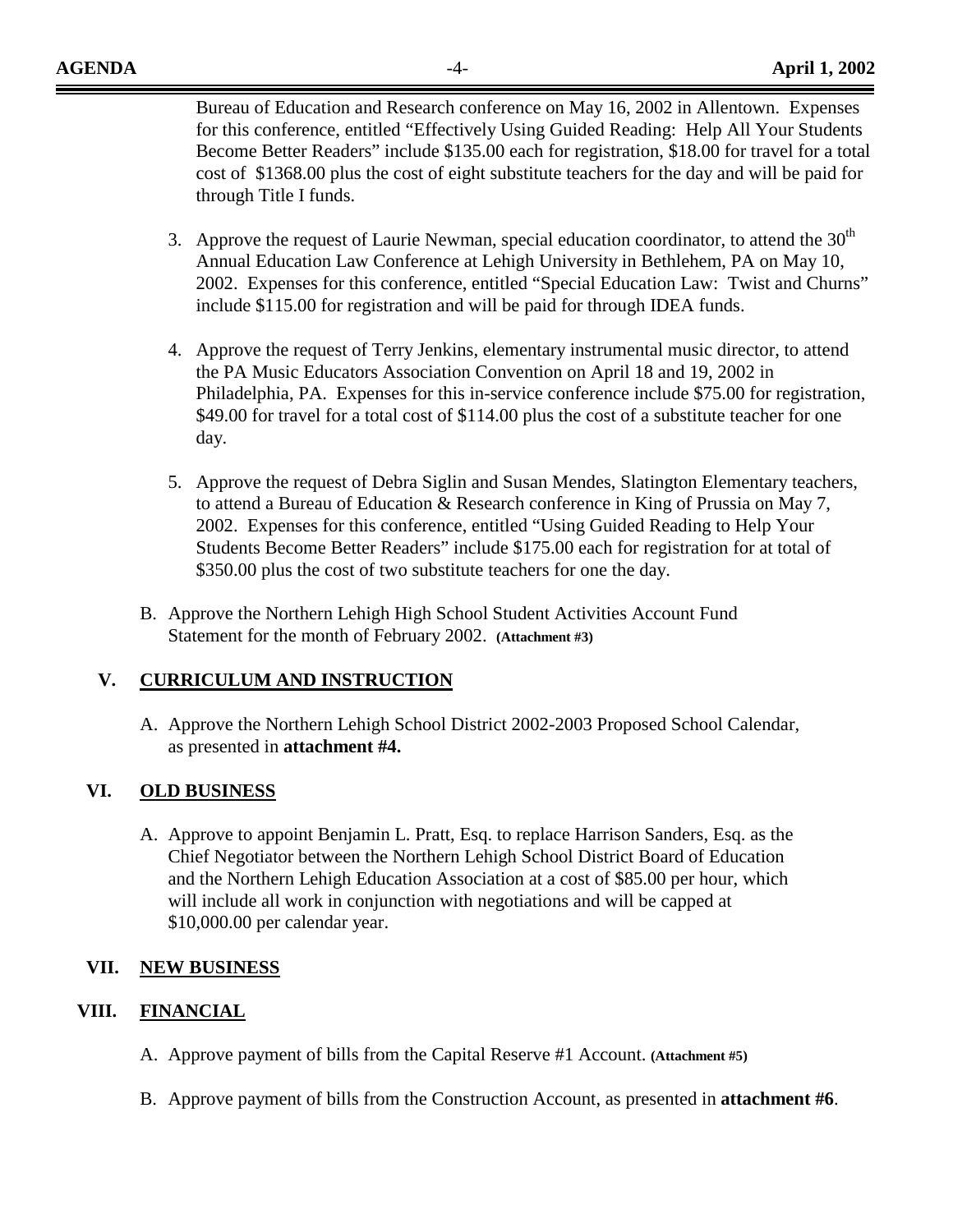Bureau of Education and Research conference on May 16, 2002 in Allentown. Expenses for this conference, entitled "Effectively Using Guided Reading: Help All Your Students Become Better Readers" include $135.00 each for registration, $18.00 for travel for a total cost of $1368.00 plus the cost of eight substitute teachers for the day and will be paid for through Title I funds.

3. Approve the request of Laurie Newman, special education coordinator, to attend the 30th Annual Education Law Conference at Lehigh University in Bethlehem, PA on May 10, 2002. Expenses for this conference, entitled "Special Education Law: Twist and Churns" include $115.00 for registration and will be paid for through IDEA funds.

4. Approve the request of Terry Jenkins, elementary instrumental music director, to attend the PA Music Educators Association Convention on April 18 and 19, 2002 in Philadelphia, PA. Expenses for this in-service conference include $75.00 for registration, $49.00 for travel for a total cost of $114.00 plus the cost of a substitute teacher for one day.

5. Approve the request of Debra Siglin and Susan Mendes, Slatington Elementary teachers, to attend a Bureau of Education & Research conference in King of Prussia on May 7, 2002. Expenses for this conference, entitled "Using Guided Reading to Help Your Students Become Better Readers" include $175.00 each for registration for at total of $350.00 plus the cost of two substitute teachers for one the day.

B. Approve the Northern Lehigh High School Student Activities Account Fund Statement for the month of February 2002. **(Attachment #3)**

## V. CURRICULUM AND INSTRUCTION

A. Approve the Northern Lehigh School District 2002-2003 Proposed School Calendar, as presented in **attachment #4.**

## VI. OLD BUSINESS

A. Approve to appoint Benjamin L. Pratt, Esq. to replace Harrison Sanders, Esq. as the Chief Negotiator between the Northern Lehigh School District Board of Education and the Northern Lehigh Education Association at a cost of $85.00 per hour, which will include all work in conjunction with negotiations and will be capped at $10,000.00 per calendar year.

## VII. NEW BUSINESS

## VIII. FINANCIAL

A. Approve payment of bills from the Capital Reserve #1 Account. **(Attachment #5)**

B. Approve payment of bills from the Construction Account, as presented in **attachment #6**.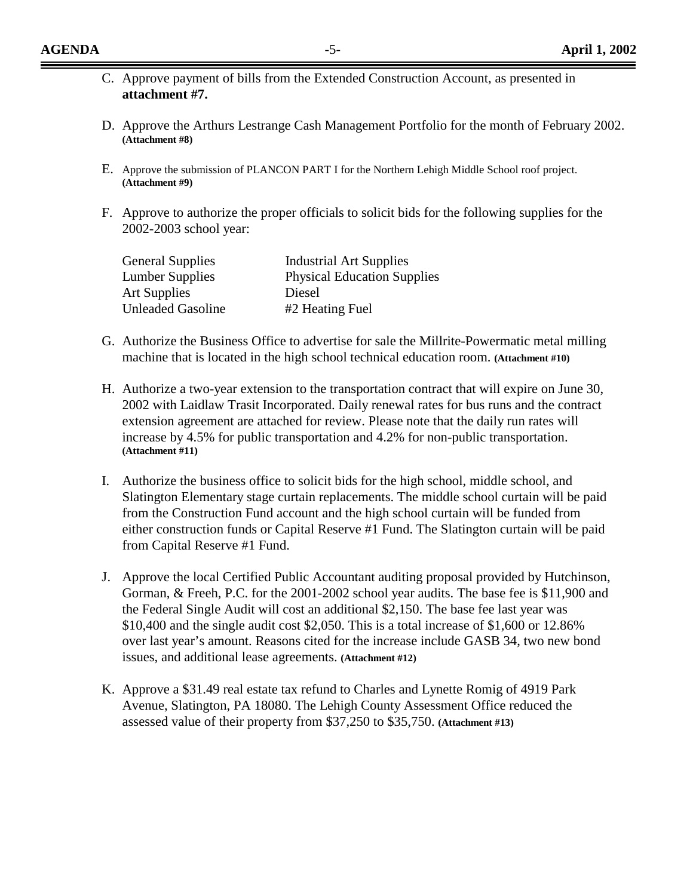C. Approve payment of bills from the Extended Construction Account, as presented in **attachment #7.**

D. Approve the Arthurs Lestrange Cash Management Portfolio for the month of February 2002. **(Attachment #8)**

E. Approve the submission of PLANCON PART I for the Northern Lehigh Middle School roof project. **(Attachment #9)**

F. Approve to authorize the proper officials to solicit bids for the following supplies for the 2002-2003 school year:

| | |
|---|---|
| General Supplies | Industrial Art Supplies |
| Lumber Supplies | Physical Education Supplies |
| Art Supplies | Diesel |
| Unleaded Gasoline | #2 Heating Fuel |

G. Authorize the Business Office to advertise for sale the Millrite-Powermatic metal milling machine that is located in the high school technical education room. **(Attachment #10)**

H. Authorize a two-year extension to the transportation contract that will expire on June 30, 2002 with Laidlaw Trasit Incorporated. Daily renewal rates for bus runs and the contract extension agreement are attached for review. Please note that the daily run rates will increase by 4.5% for public transportation and 4.2% for non-public transportation. **(Attachment #11)**

I. Authorize the business office to solicit bids for the high school, middle school, and Slatington Elementary stage curtain replacements. The middle school curtain will be paid from the Construction Fund account and the high school curtain will be funded from either construction funds or Capital Reserve #1 Fund. The Slatington curtain will be paid from Capital Reserve #1 Fund.

J. Approve the local Certified Public Accountant auditing proposal provided by Hutchinson, Gorman, & Freeh, P.C. for the 2001-2002 school year audits. The base fee is $11,900 and the Federal Single Audit will cost an additional $2,150. The base fee last year was $10,400 and the single audit cost $2,050. This is a total increase of $1,600 or 12.86% over last year's amount. Reasons cited for the increase include GASB 34, two new bond issues, and additional lease agreements. **(Attachment #12)**

K. Approve a $31.49 real estate tax refund to Charles and Lynette Romig of 4919 Park Avenue, Slatington, PA 18080. The Lehigh County Assessment Office reduced the assessed value of their property from $37,250 to $35,750. **(Attachment #13)**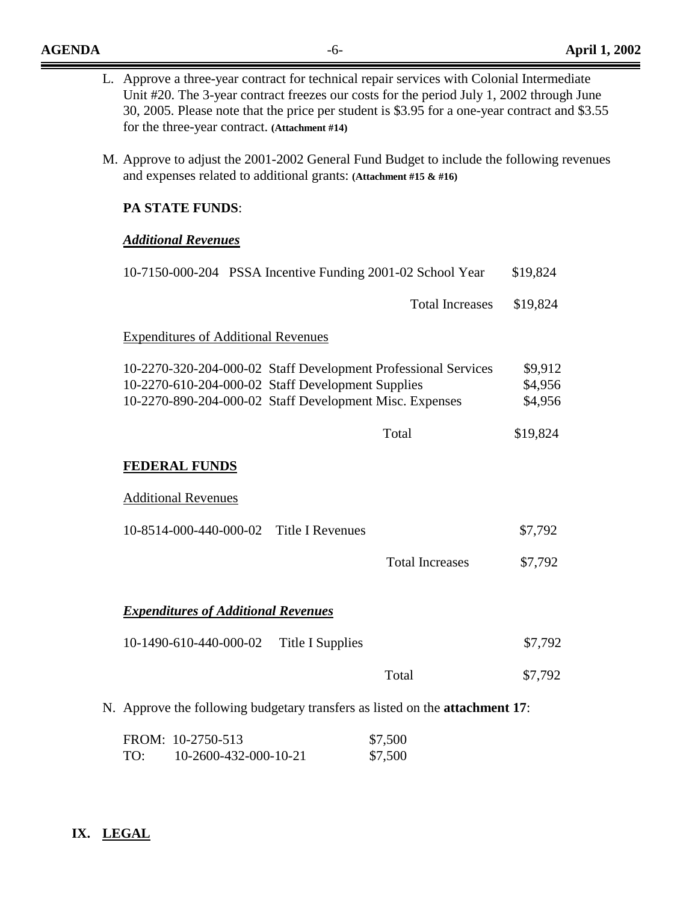L. Approve a three-year contract for technical repair services with Colonial Intermediate Unit #20. The 3-year contract freezes our costs for the period July 1, 2002 through June 30, 2005. Please note that the price per student is $3.95 for a one-year contract and $3.55 for the three-year contract. **(Attachment #14)**

M. Approve to adjust the 2001-2002 General Fund Budget to include the following revenues and expenses related to additional grants: **(Attachment #15 & #16)**

**PA STATE FUNDS**:

***Additional Revenues***

| | | |
|---|---|---|
| 10-7150-000-204 | PSSA Incentive Funding 2001-02 School Year | $19,824 |
| | Total Increases | $19,824 |

Expenditures of Additional Revenues

| | | |
|---|---|---|
| 10-2270-320-204-000-02 | Staff Development Professional Services | $9,912 |
| 10-2270-610-204-000-02 | Staff Development Supplies | $4,956 |
| 10-2270-890-204-000-02 | Staff Development Misc. Expenses | $4,956 |
| | Total | $19,824 |

**FEDERAL FUNDS**

Additional Revenues

| | | |
|---|---|---|
| 10-8514-000-440-000-02 | Title I Revenues | $7,792 |
| | Total Increases | $7,792 |

***Expenditures of Additional Revenues***

| | | |
|---|---|---|
| 10-1490-610-440-000-02 | Title I Supplies | $7,792 |
| | Total | $7,792 |

N. Approve the following budgetary transfers as listed on the **attachment 17**:

| | | |
|---|---|---|
| FROM: | 10-2750-513 | $7,500 |
| TO: | 10-2600-432-000-10-21 | $7,500 |

## IX. LEGAL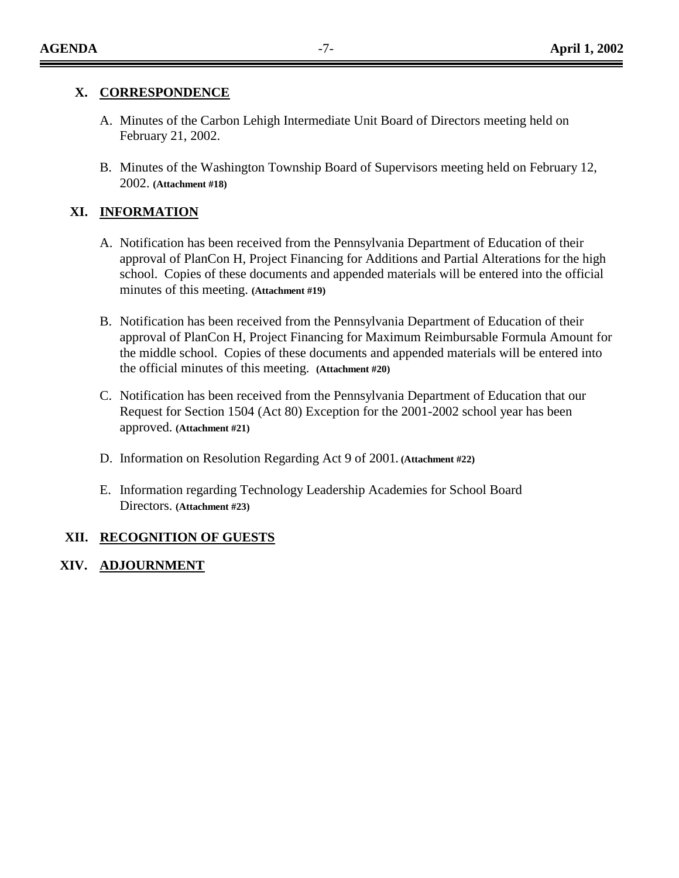## X. CORRESPONDENCE

A. Minutes of the Carbon Lehigh Intermediate Unit Board of Directors meeting held on February 21, 2002.

B. Minutes of the Washington Township Board of Supervisors meeting held on February 12, 2002. **(Attachment #18)**

## XI. INFORMATION

A. Notification has been received from the Pennsylvania Department of Education of their approval of PlanCon H, Project Financing for Additions and Partial Alterations for the high school. Copies of these documents and appended materials will be entered into the official minutes of this meeting. **(Attachment #19)**

B. Notification has been received from the Pennsylvania Department of Education of their approval of PlanCon H, Project Financing for Maximum Reimbursable Formula Amount for the middle school. Copies of these documents and appended materials will be entered into the official minutes of this meeting. **(Attachment #20)**

C. Notification has been received from the Pennsylvania Department of Education that our Request for Section 1504 (Act 80) Exception for the 2001-2002 school year has been approved. **(Attachment #21)**

D. Information on Resolution Regarding Act 9 of 2001. **(Attachment #22)**

E. Information regarding Technology Leadership Academies for School Board Directors. **(Attachment #23)**

## XII. RECOGNITION OF GUESTS

## XIV. ADJOURNMENT